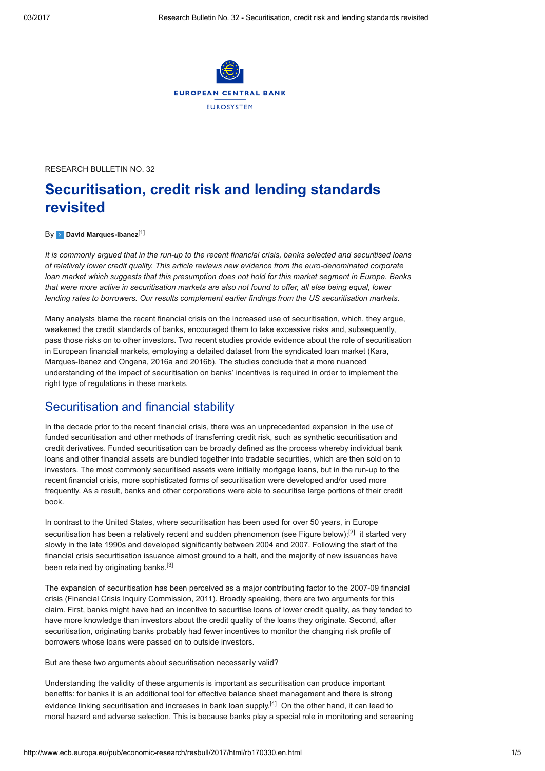EUROPEAN CENTRAL BANK

EUROSYSTEM

RESEARCH BULLETIN NO. 32

# Securitisation, credit risk and lending standards revisited

By David Marques-Ibanez[1]

*It is commonly argued that in the run-up to the recent financial crisis, banks selected and securitised loans of relatively lower credit quality. This article reviews new evidence from the euro-denominated corporate loan market which suggests that this presumption does not hold for this market segment in Europe. Banks that were more active in securitisation markets are also not found to offer, all else being equal, lower lending rates to borrowers. Our results complement earlier findings from the US securitisation markets.*

Many analysts blame the recent financial crisis on the increased use of securitisation, which, they argue, weakened the credit standards of banks, encouraged them to take excessive risks and, subsequently, pass those risks on to other investors. Two recent studies provide evidence about the role of securitisation in European financial markets, employing a detailed dataset from the syndicated loan market (Kara, Marques-Ibanez and Ongena, 2016a and 2016b). The studies conclude that a more nuanced understanding of the impact of securitisation on banks' incentives is required in order to implement the right type of regulations in these markets.

## Securitisation and financial stability

In the decade prior to the recent financial crisis, there was an unprecedented expansion in the use of funded securitisation and other methods of transferring credit risk, such as synthetic securitisation and credit derivatives. Funded securitisation can be broadly defined as the process whereby individual bank loans and other financial assets are bundled together into tradable securities, which are then sold on to investors. The most commonly securitised assets were initially mortgage loans, but in the run-up to the recent financial crisis, more sophisticated forms of securitisation were developed and/or used more frequently. As a result, banks and other corporations were able to securitise large portions of their credit book.

In contrast to the United States, where securitisation has been used for over 50 years, in Europe securitisation has been a relatively recent and sudden phenomenon (see Figure below);[2] it started very slowly in the late 1990s and developed significantly between 2004 and 2007. Following the start of the financial crisis securitisation issuance almost ground to a halt, and the majority of new issuances have been retained by originating banks.[3]

The expansion of securitisation has been perceived as a major contributing factor to the 2007-09 financial crisis (Financial Crisis Inquiry Commission, 2011). Broadly speaking, there are two arguments for this claim. First, banks might have had an incentive to securitise loans of lower credit quality, as they tended to have more knowledge than investors about the credit quality of the loans they originate. Second, after securitisation, originating banks probably had fewer incentives to monitor the changing risk profile of borrowers whose loans were passed on to outside investors.

But are these two arguments about securitisation necessarily valid?

Understanding the validity of these arguments is important as securitisation can produce important benefits: for banks it is an additional tool for effective balance sheet management and there is strong evidence linking securitisation and increases in bank loan supply.[4] On the other hand, it can lead to moral hazard and adverse selection. This is because banks play a special role in monitoring and screening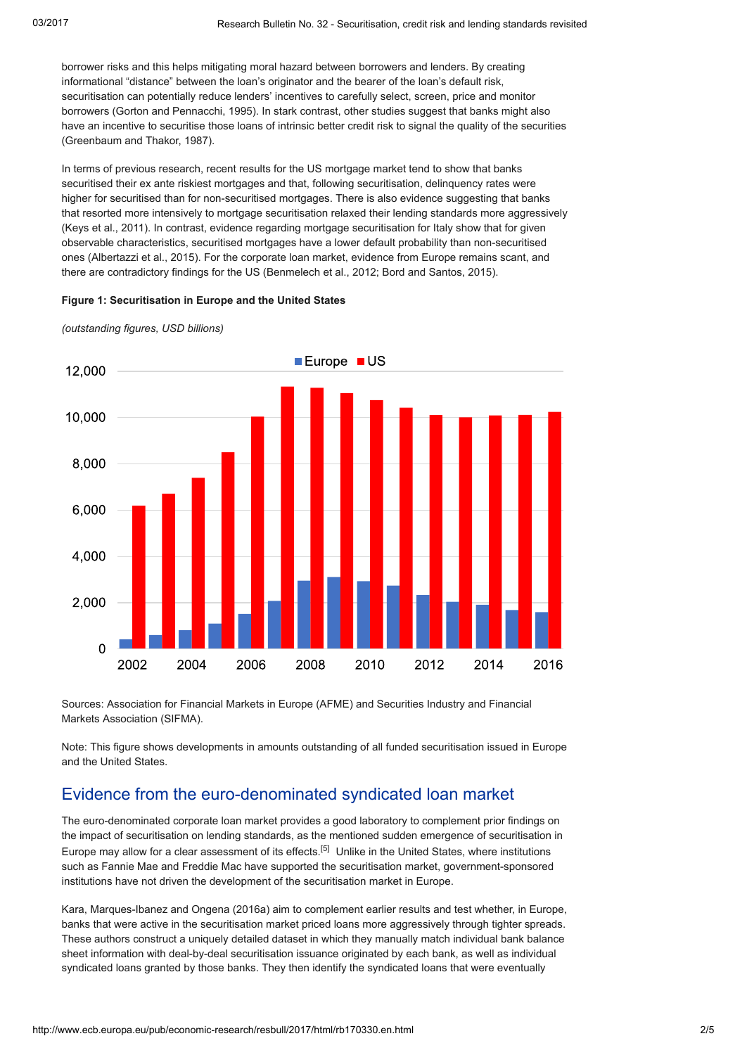borrower risks and this helps mitigating moral hazard between borrowers and lenders. By creating informational "distance" between the loan's originator and the bearer of the loan's default risk, securitisation can potentially reduce lenders' incentives to carefully select, screen, price and monitor borrowers (Gorton and Pennacchi, 1995). In stark contrast, other studies suggest that banks might also have an incentive to securitise those loans of intrinsic better credit risk to signal the quality of the securities (Greenbaum and Thakor, 1987).

In terms of previous research, recent results for the US mortgage market tend to show that banks securitised their ex ante riskiest mortgages and that, following securitisation, delinquency rates were higher for securitised than for non-securitised mortgages. There is also evidence suggesting that banks that resorted more intensively to mortgage securitisation relaxed their lending standards more aggressively (Keys et al., 2011). In contrast, evidence regarding mortgage securitisation for Italy show that for given observable characteristics, securitised mortgages have a lower default probability than non-securitised ones (Albertazzi et al., 2015). For the corporate loan market, evidence from Europe remains scant, and there are contradictory findings for the US (Benmelech et al., 2012; Bord and Santos, 2015).

**Figure 1: Securitisation in Europe and the United States**

*(outstanding figures, USD billions)*

Sources: Association for Financial Markets in Europe (AFME) and Securities Industry and Financial Markets Association (SIFMA).

Note: This figure shows developments in amounts outstanding of all funded securitisation issued in Europe and the United States.

## Evidence from the euro-denominated syndicated loan market

The euro-denominated corporate loan market provides a good laboratory to complement prior findings on the impact of securitisation on lending standards, as the mentioned sudden emergence of securitisation in Europe may allow for a clear assessment of its effects.[5] Unlike in the United States, where institutions such as Fannie Mae and Freddie Mac have supported the securitisation market, government-sponsored institutions have not driven the development of the securitisation market in Europe.

Kara, Marques-Ibanez and Ongena (2016a) aim to complement earlier results and test whether, in Europe, banks that were active in the securitisation market priced loans more aggressively through tighter spreads. These authors construct a uniquely detailed dataset in which they manually match individual bank balance sheet information with deal-by-deal securitisation issuance originated by each bank, as well as individual syndicated loans granted by those banks. They then identify the syndicated loans that were eventually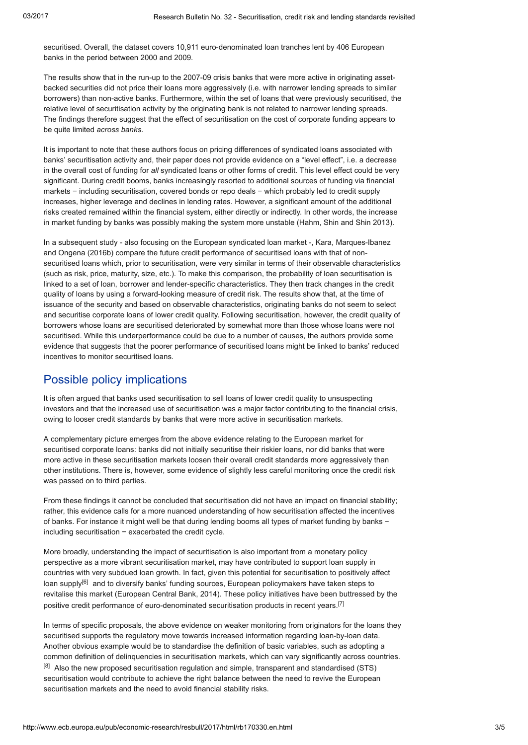securitised. Overall, the dataset covers 10,911 euro-denominated loan tranches lent by 406 European banks in the period between 2000 and 2009.

The results show that in the run-up to the 2007-09 crisis banks that were more active in originating asset-backed securities did not price their loans more aggressively (i.e. with narrower lending spreads to similar borrowers) than non-active banks. Furthermore, within the set of loans that were previously securitised, the relative level of securitisation activity by the originating bank is not related to narrower lending spreads. The findings therefore suggest that the effect of securitisation on the cost of corporate funding appears to be quite limited *across banks*.

It is important to note that these authors focus on pricing differences of syndicated loans associated with banks' securitisation activity and, their paper does not provide evidence on a "level effect", i.e. a decrease in the overall cost of funding for *all* syndicated loans or other forms of credit. This level effect could be very significant. During credit booms, banks increasingly resorted to additional sources of funding via financial markets − including securitisation, covered bonds or repo deals − which probably led to credit supply increases, higher leverage and declines in lending rates. However, a significant amount of the additional risks created remained within the financial system, either directly or indirectly. In other words, the increase in market funding by banks was possibly making the system more unstable (Hahm, Shin and Shin 2013).

In a subsequent study - also focusing on the European syndicated loan market -, Kara, Marques-Ibanez and Ongena (2016b) compare the future credit performance of securitised loans with that of non-securitised loans which, prior to securitisation, were very similar in terms of their observable characteristics (such as risk, price, maturity, size, etc.). To make this comparison, the probability of loan securitisation is linked to a set of loan, borrower and lender-specific characteristics. They then track changes in the credit quality of loans by using a forward-looking measure of credit risk. The results show that, at the time of issuance of the security and based on observable characteristics, originating banks do not seem to select and securitise corporate loans of lower credit quality. Following securitisation, however, the credit quality of borrowers whose loans are securitised deteriorated by somewhat more than those whose loans were not securitised. While this underperformance could be due to a number of causes, the authors provide some evidence that suggests that the poorer performance of securitised loans might be linked to banks' reduced incentives to monitor securitised loans.

## Possible policy implications

It is often argued that banks used securitisation to sell loans of lower credit quality to unsuspecting investors and that the increased use of securitisation was a major factor contributing to the financial crisis, owing to looser credit standards by banks that were more active in securitisation markets.

A complementary picture emerges from the above evidence relating to the European market for securitised corporate loans: banks did not initially securitise their riskier loans, nor did banks that were more active in these securitisation markets loosen their overall credit standards more aggressively than other institutions. There is, however, some evidence of slightly less careful monitoring once the credit risk was passed on to third parties.

From these findings it cannot be concluded that securitisation did not have an impact on financial stability; rather, this evidence calls for a more nuanced understanding of how securitisation affected the incentives of banks. For instance it might well be that during lending booms all types of market funding by banks − including securitisation − exacerbated the credit cycle.

More broadly, understanding the impact of securitisation is also important from a monetary policy perspective as a more vibrant securitisation market, may have contributed to support loan supply in countries with very subdued loan growth. In fact, given this potential for securitisation to positively affect loan supply[6] and to diversify banks' funding sources, European policymakers have taken steps to revitalise this market (European Central Bank, 2014). These policy initiatives have been buttressed by the positive credit performance of euro-denominated securitisation products in recent years.[7]

In terms of specific proposals, the above evidence on weaker monitoring from originators for the loans they securitised supports the regulatory move towards increased information regarding loan-by-loan data. Another obvious example would be to standardise the definition of basic variables, such as adopting a common definition of delinquencies in securitisation markets, which can vary significantly across countries.[8] Also the new proposed securitisation regulation and simple, transparent and standardised (STS) securitisation would contribute to achieve the right balance between the need to revive the European securitisation markets and the need to avoid financial stability risks.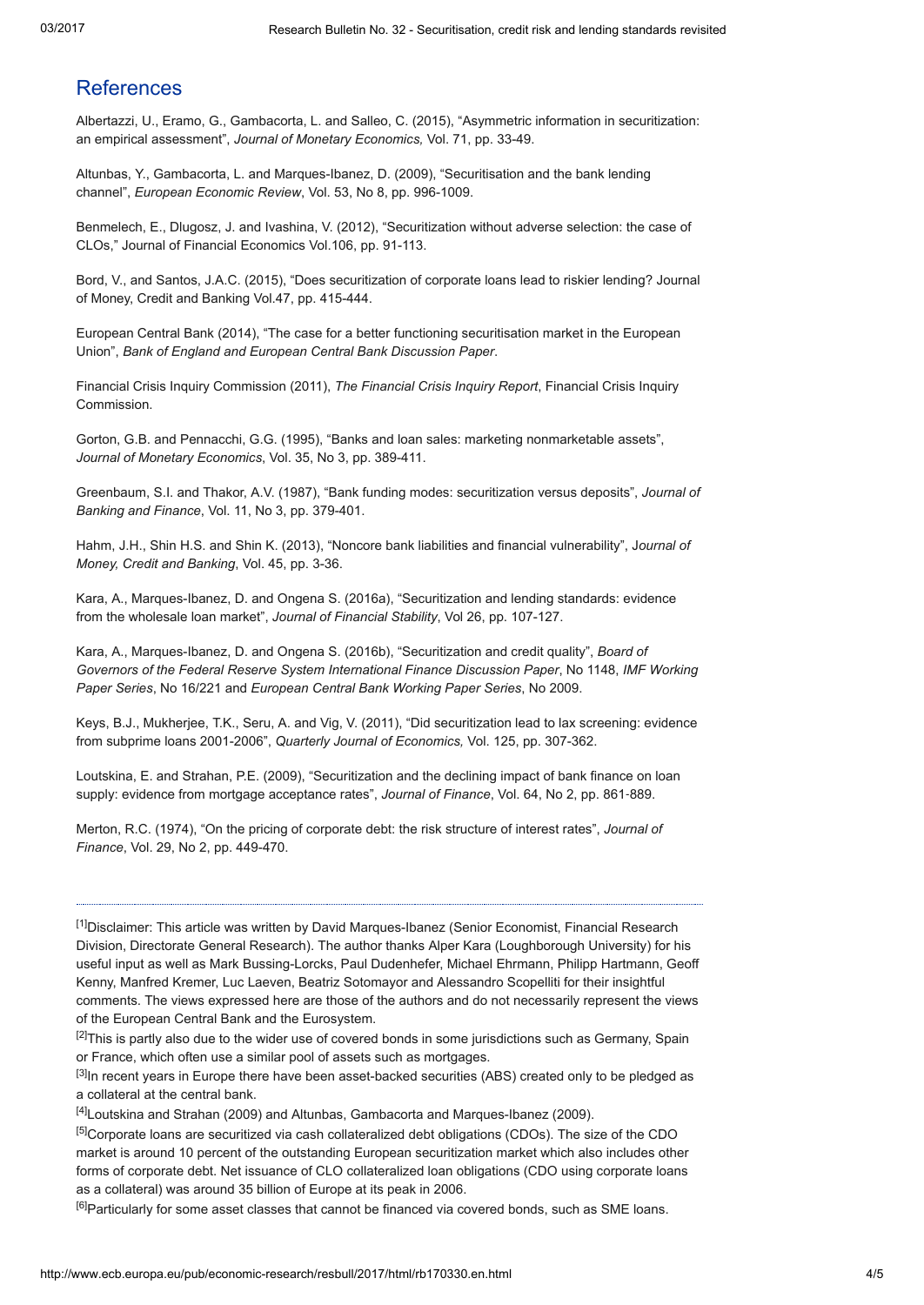## References

Albertazzi, U., Eramo, G., Gambacorta, L. and Salleo, C. (2015), "Asymmetric information in securitization: an empirical assessment", *Journal of Monetary Economics,* Vol. 71, pp. 33-49.

Altunbas, Y., Gambacorta, L. and Marques-Ibanez, D. (2009), "Securitisation and the bank lending channel", *European Economic Review*, Vol. 53, No 8, pp. 996-1009.

Benmelech, E., Dlugosz, J. and Ivashina, V. (2012), "Securitization without adverse selection: the case of CLOs," Journal of Financial Economics Vol.106, pp. 91-113.

Bord, V., and Santos, J.A.C. (2015), "Does securitization of corporate loans lead to riskier lending? Journal of Money, Credit and Banking Vol.47, pp. 415-444.

European Central Bank (2014), "The case for a better functioning securitisation market in the European Union", *Bank of England and European Central Bank Discussion Paper*.

Financial Crisis Inquiry Commission (2011), *The Financial Crisis Inquiry Report*, Financial Crisis Inquiry Commission.

Gorton, G.B. and Pennacchi, G.G. (1995), "Banks and loan sales: marketing nonmarketable assets", *Journal of Monetary Economics*, Vol. 35, No 3, pp. 389-411.

Greenbaum, S.I. and Thakor, A.V. (1987), "Bank funding modes: securitization versus deposits", *Journal of Banking and Finance*, Vol. 11, No 3, pp. 379-401.

Hahm, J.H., Shin H.S. and Shin K. (2013), "Noncore bank liabilities and financial vulnerability", *Journal of Money, Credit and Banking*, Vol. 45, pp. 3-36.

Kara, A., Marques-Ibanez, D. and Ongena S. (2016a), "Securitization and lending standards: evidence from the wholesale loan market", *Journal of Financial Stability*, Vol 26, pp. 107-127.

Kara, A., Marques-Ibanez, D. and Ongena S. (2016b), "Securitization and credit quality", *Board of Governors of the Federal Reserve System International Finance Discussion Paper*, No 1148, *IMF Working Paper Series*, No 16/221 and *European Central Bank Working Paper Series*, No 2009.

Keys, B.J., Mukherjee, T.K., Seru, A. and Vig, V. (2011), "Did securitization lead to lax screening: evidence from subprime loans 2001-2006", *Quarterly Journal of Economics,* Vol. 125, pp. 307-362.

Loutskina, E. and Strahan, P.E. (2009), "Securitization and the declining impact of bank finance on loan supply: evidence from mortgage acceptance rates", *Journal of Finance*, Vol. 64, No 2, pp. 861-889.

Merton, R.C. (1974), "On the pricing of corporate debt: the risk structure of interest rates", *Journal of Finance*, Vol. 29, No 2, pp. 449-470.

---

[1] Disclaimer: This article was written by David Marques-Ibanez (Senior Economist, Financial Research Division, Directorate General Research). The author thanks Alper Kara (Loughborough University) for his useful input as well as Mark Bussing-Lorcks, Paul Dudenhefer, Michael Ehrmann, Philipp Hartmann, Geoff Kenny, Manfred Kremer, Luc Laeven, Beatriz Sotomayor and Alessandro Scopelliti for their insightful comments. The views expressed here are those of the authors and do not necessarily represent the views of the European Central Bank and the Eurosystem.

[2] This is partly also due to the wider use of covered bonds in some jurisdictions such as Germany, Spain or France, which often use a similar pool of assets such as mortgages.

[3] In recent years in Europe there have been asset-backed securities (ABS) created only to be pledged as a collateral at the central bank.

[4] Loutskina and Strahan (2009) and Altunbas, Gambacorta and Marques-Ibanez (2009).

[5] Corporate loans are securitized via cash collateralized debt obligations (CDOs). The size of the CDO market is around 10 percent of the outstanding European securitization market which also includes other forms of corporate debt. Net issuance of CLO collateralized loan obligations (CDO using corporate loans as a collateral) was around 35 billion of Europe at its peak in 2006.

[6] Particularly for some asset classes that cannot be financed via covered bonds, such as SME loans.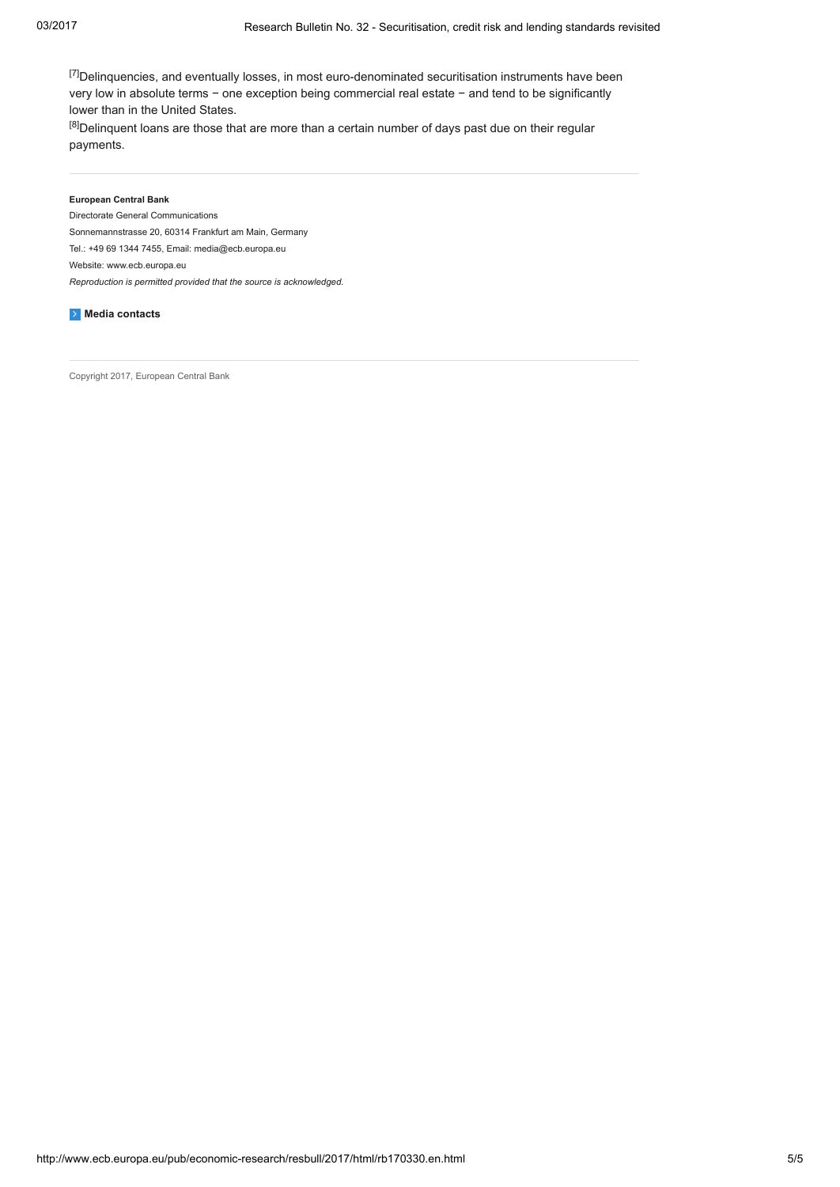[7]Delinquencies, and eventually losses, in most euro-denominated securitisation instruments have been very low in absolute terms − one exception being commercial real estate − and tend to be significantly lower than in the United States.

[8]Delinquent loans are those that are more than a certain number of days past due on their regular payments.

---

**European Central Bank**

Directorate General Communications

Sonnemannstrasse 20, 60314 Frankfurt am Main, Germany

Tel.: +49 69 1344 7455, Email: media@ecb.europa.eu

Website: www.ecb.europa.eu

*Reproduction is permitted provided that the source is acknowledged.*

**Media contacts**

---

Copyright 2017, European Central Bank